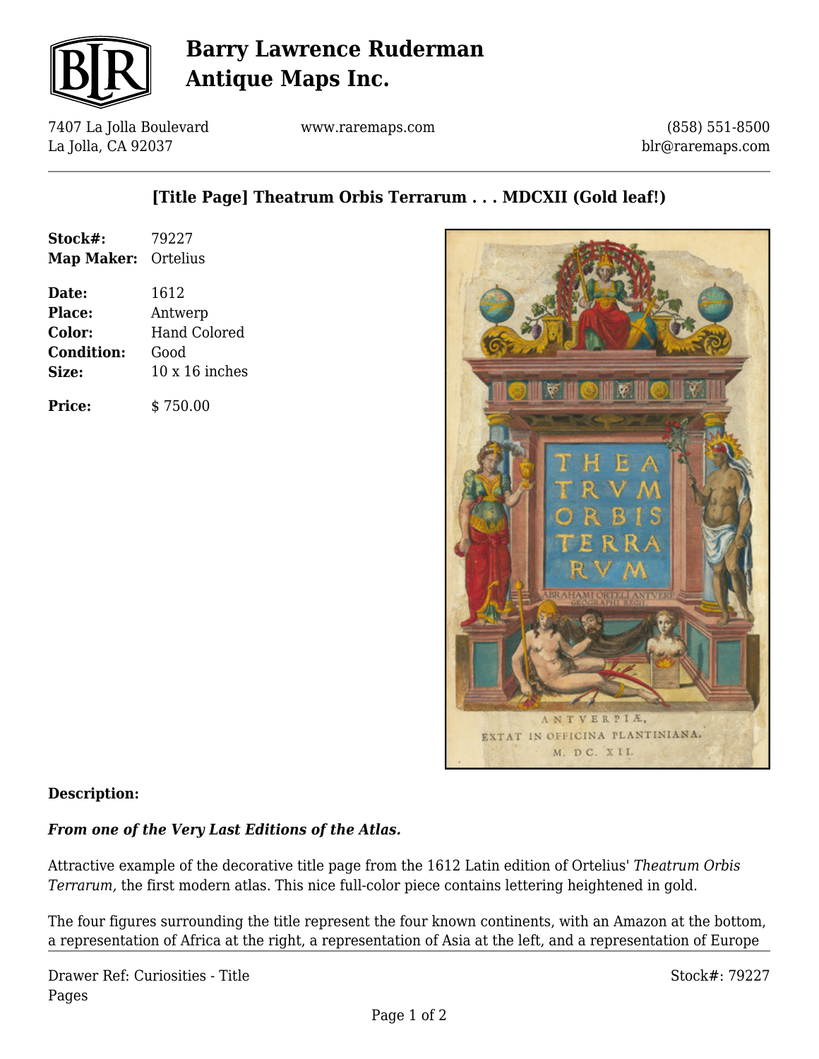# Barry Lawrence Ruderman Antique Maps Inc.

7407 La Jolla Boulevard
La Jolla, CA 92037

www.raremaps.com

(858) 551-8500
blr@raremaps.com

## [Title Page] Theatrum Orbis Terrarum . . . MDCXII (Gold leaf!)

| | |
|---|---|
| **Stock#:** | 79227 |
| **Map Maker:** | Ortelius |
| **Date:** | 1612 |
| **Place:** | Antwerp |
| **Color:** | Hand Colored |
| **Condition:** | Good |
| **Size:** | 10 x 16 inches |
| **Price:** | $ 750.00 |

**Description:**

***From one of the Very Last Editions of the Atlas.***

Attractive example of the decorative title page from the 1612 Latin edition of Ortelius' *Theatrum Orbis Terrarum,* the first modern atlas. This nice full-color piece contains lettering heightened in gold.

The four figures surrounding the title represent the four known continents, with an Amazon at the bottom, a representation of Africa at the right, a representation of Asia at the left, and a representation of Europe

Drawer Ref: Curiosities - Title Pages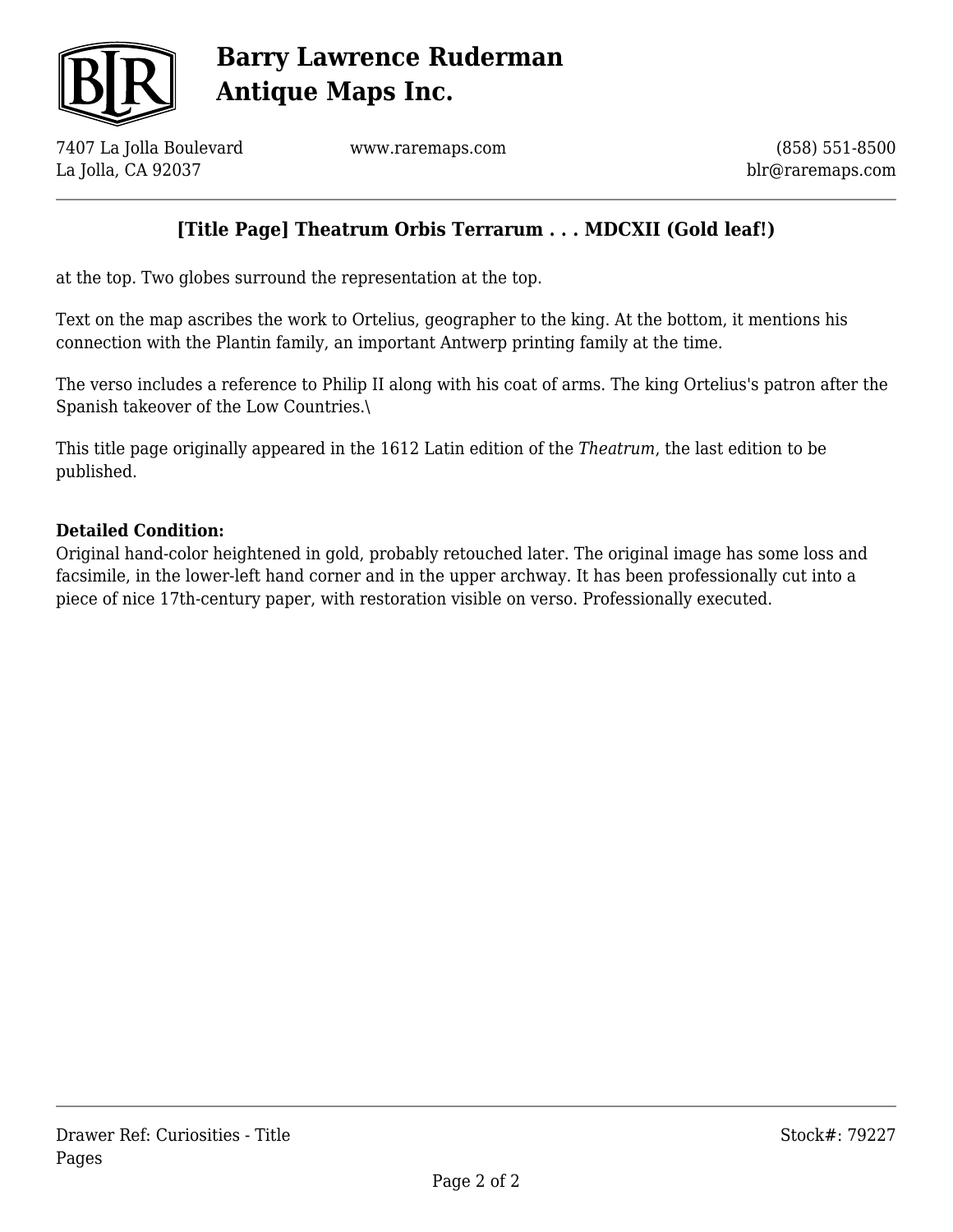at the top. Two globes surround the representation at the top.

Text on the map ascribes the work to Ortelius, geographer to the king. At the bottom, it mentions his connection with the Plantin family, an important Antwerp printing family at the time.

The verso includes a reference to Philip II along with his coat of arms. The king Ortelius's patron after the Spanish takeover of the Low Countries.\

This title page originally appeared in the 1612 Latin edition of the *Theatrum*, the last edition to be published.

**Detailed Condition:**
Original hand-color heightened in gold, probably retouched later. The original image has some loss and facsimile, in the lower-left hand corner and in the upper archway. It has been professionally cut into a piece of nice 17th-century paper, with restoration visible on verso. Professionally executed.